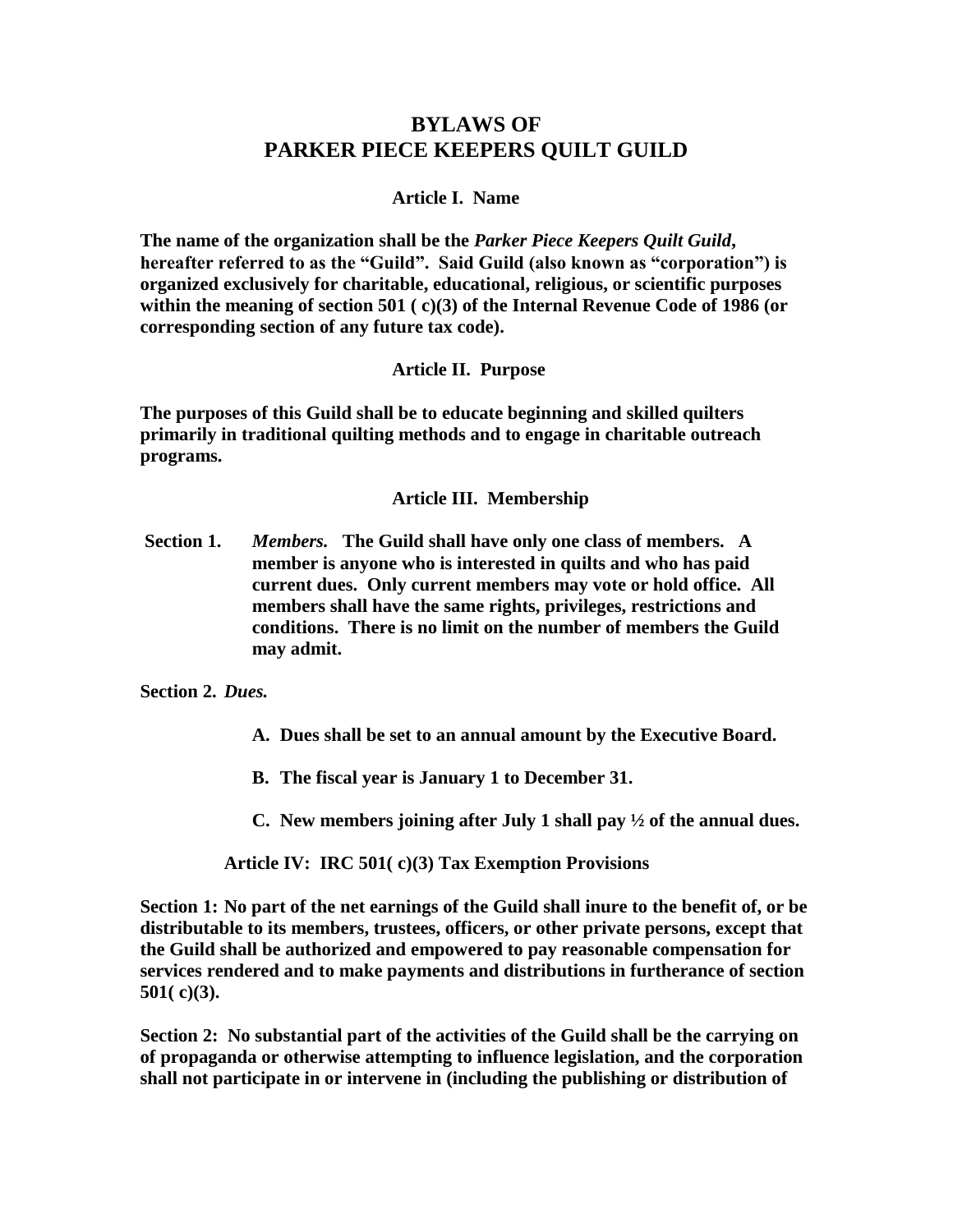# BYLAWS OF PARKER PIECE KEEPERS QUILT GUILD

## Article I. Name

**The name of the organization shall be the *Parker Piece Keepers Quilt Guild*, hereafter referred to as the "Guild". Said Guild (also known as "corporation") is organized exclusively for charitable, educational, religious, or scientific purposes within the meaning of section 501 ( c)(3) of the Internal Revenue Code of 1986 (or corresponding section of any future tax code).**

## Article II. Purpose

**The purposes of this Guild shall be to educate beginning and skilled quilters primarily in traditional quilting methods and to engage in charitable outreach programs.**

## Article III. Membership

**Section 1.** ***Members.*** **The Guild shall have only one class of members. A member is anyone who is interested in quilts and who has paid current dues. Only current members may vote or hold office. All members shall have the same rights, privileges, restrictions and conditions. There is no limit on the number of members the Guild may admit.**

**Section 2.** ***Dues.***

**A. Dues shall be set to an annual amount by the Executive Board.**

**B. The fiscal year is January 1 to December 31.**

**C. New members joining after July 1 shall pay ½ of the annual dues.**

## Article IV: IRC 501( c)(3) Tax Exemption Provisions

**Section 1: No part of the net earnings of the Guild shall inure to the benefit of, or be distributable to its members, trustees, officers, or other private persons, except that the Guild shall be authorized and empowered to pay reasonable compensation for services rendered and to make payments and distributions in furtherance of section 501( c)(3).**

**Section 2: No substantial part of the activities of the Guild shall be the carrying on of propaganda or otherwise attempting to influence legislation, and the corporation shall not participate in or intervene in (including the publishing or distribution of**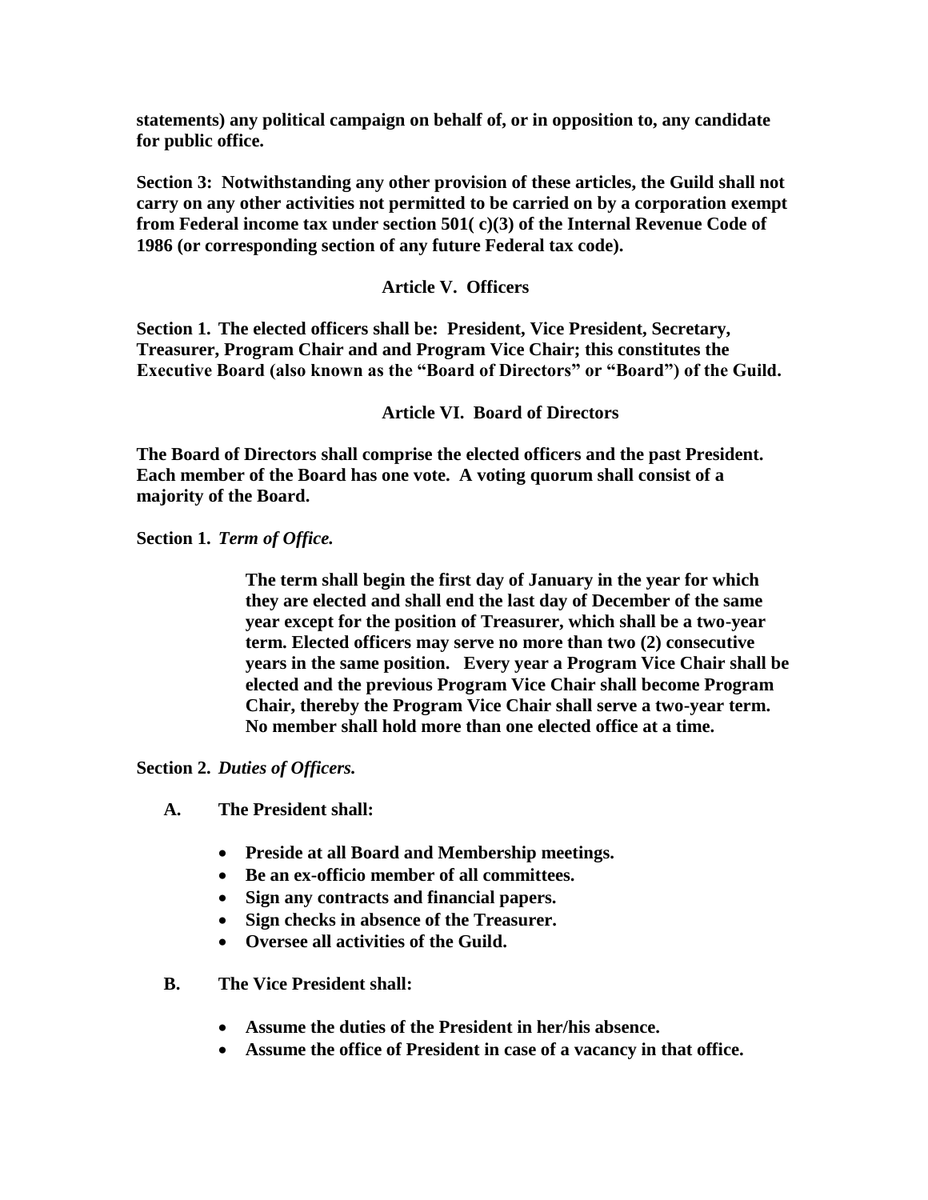**statements) any political campaign on behalf of, or in opposition to, any candidate for public office.**

**Section 3: Notwithstanding any other provision of these articles, the Guild shall not carry on any other activities not permitted to be carried on by a corporation exempt from Federal income tax under section 501( c)(3) of the Internal Revenue Code of 1986 (or corresponding section of any future Federal tax code).**

## Article V. Officers

**Section 1. The elected officers shall be: President, Vice President, Secretary, Treasurer, Program Chair and and Program Vice Chair; this constitutes the Executive Board (also known as the "Board of Directors" or "Board") of the Guild.**

## Article VI. Board of Directors

**The Board of Directors shall comprise the elected officers and the past President. Each member of the Board has one vote. A voting quorum shall consist of a majority of the Board.**

**Section 1.** ***Term of Office.***

> **The term shall begin the first day of January in the year for which they are elected and shall end the last day of December of the same year except for the position of Treasurer, which shall be a two-year term. Elected officers may serve no more than two (2) consecutive years in the same position. Every year a Program Vice Chair shall be elected and the previous Program Vice Chair shall become Program Chair, thereby the Program Vice Chair shall serve a two-year term. No member shall hold more than one elected office at a time.**

**Section 2.** ***Duties of Officers.***

**A. The President shall:**

- **Preside at all Board and Membership meetings.**
- **Be an ex-officio member of all committees.**
- **Sign any contracts and financial papers.**
- **Sign checks in absence of the Treasurer.**
- **Oversee all activities of the Guild.**

**B. The Vice President shall:**

- **Assume the duties of the President in her/his absence.**
- **Assume the office of President in case of a vacancy in that office.**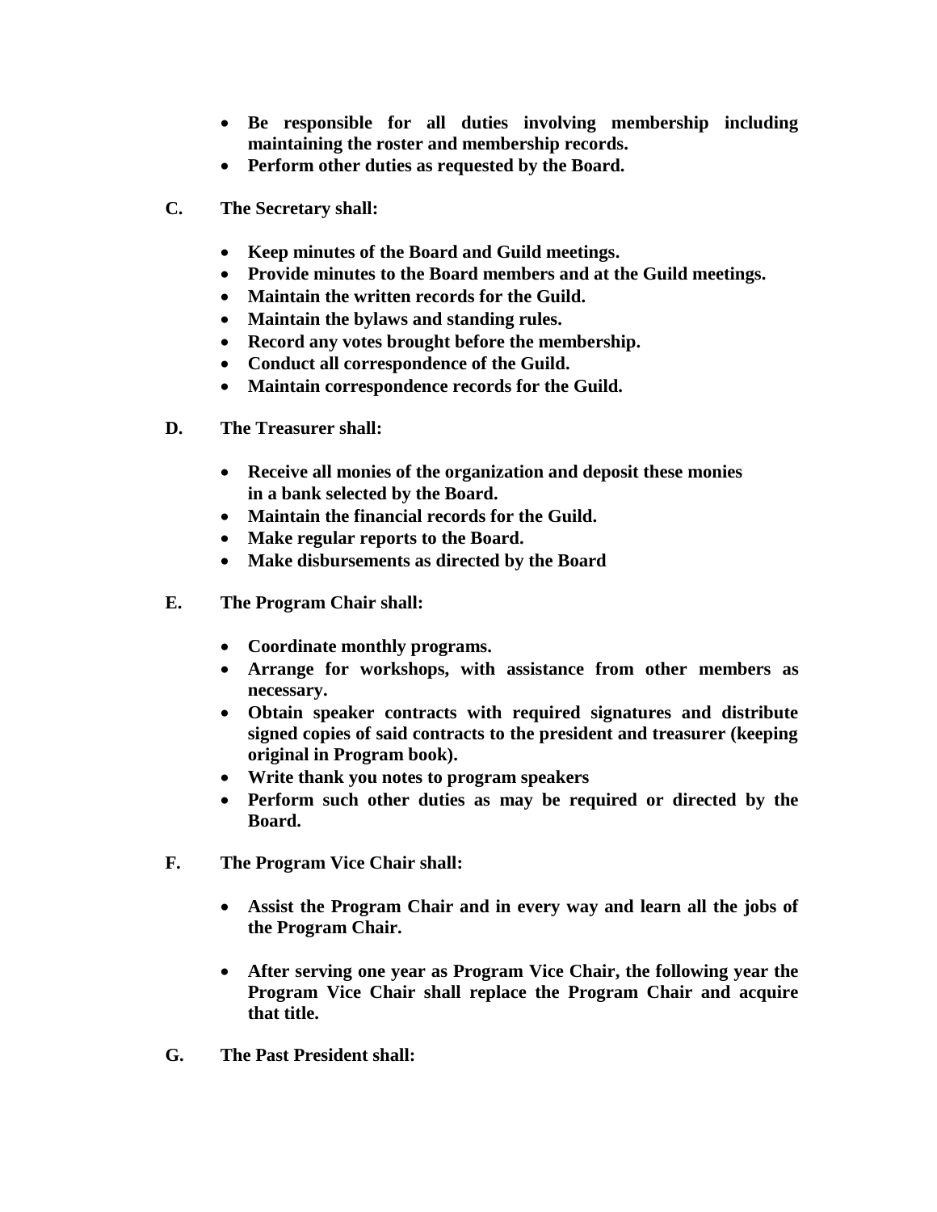- **Be responsible for all duties involving membership including maintaining the roster and membership records.**
- **Perform other duties as requested by the Board.**

**C. The Secretary shall:**

- **Keep minutes of the Board and Guild meetings.**
- **Provide minutes to the Board members and at the Guild meetings.**
- **Maintain the written records for the Guild.**
- **Maintain the bylaws and standing rules.**
- **Record any votes brought before the membership.**
- **Conduct all correspondence of the Guild.**
- **Maintain correspondence records for the Guild.**

**D. The Treasurer shall:**

- **Receive all monies of the organization and deposit these monies in a bank selected by the Board.**
- **Maintain the financial records for the Guild.**
- **Make regular reports to the Board.**
- **Make disbursements as directed by the Board**

**E. The Program Chair shall:**

- **Coordinate monthly programs.**
- **Arrange for workshops, with assistance from other members as necessary.**
- **Obtain speaker contracts with required signatures and distribute signed copies of said contracts to the president and treasurer (keeping original in Program book).**
- **Write thank you notes to program speakers**
- **Perform such other duties as may be required or directed by the Board.**

**F. The Program Vice Chair shall:**

- **Assist the Program Chair and in every way and learn all the jobs of the Program Chair.**

- **After serving one year as Program Vice Chair, the following year the Program Vice Chair shall replace the Program Chair and acquire that title.**

**G. The Past President shall:**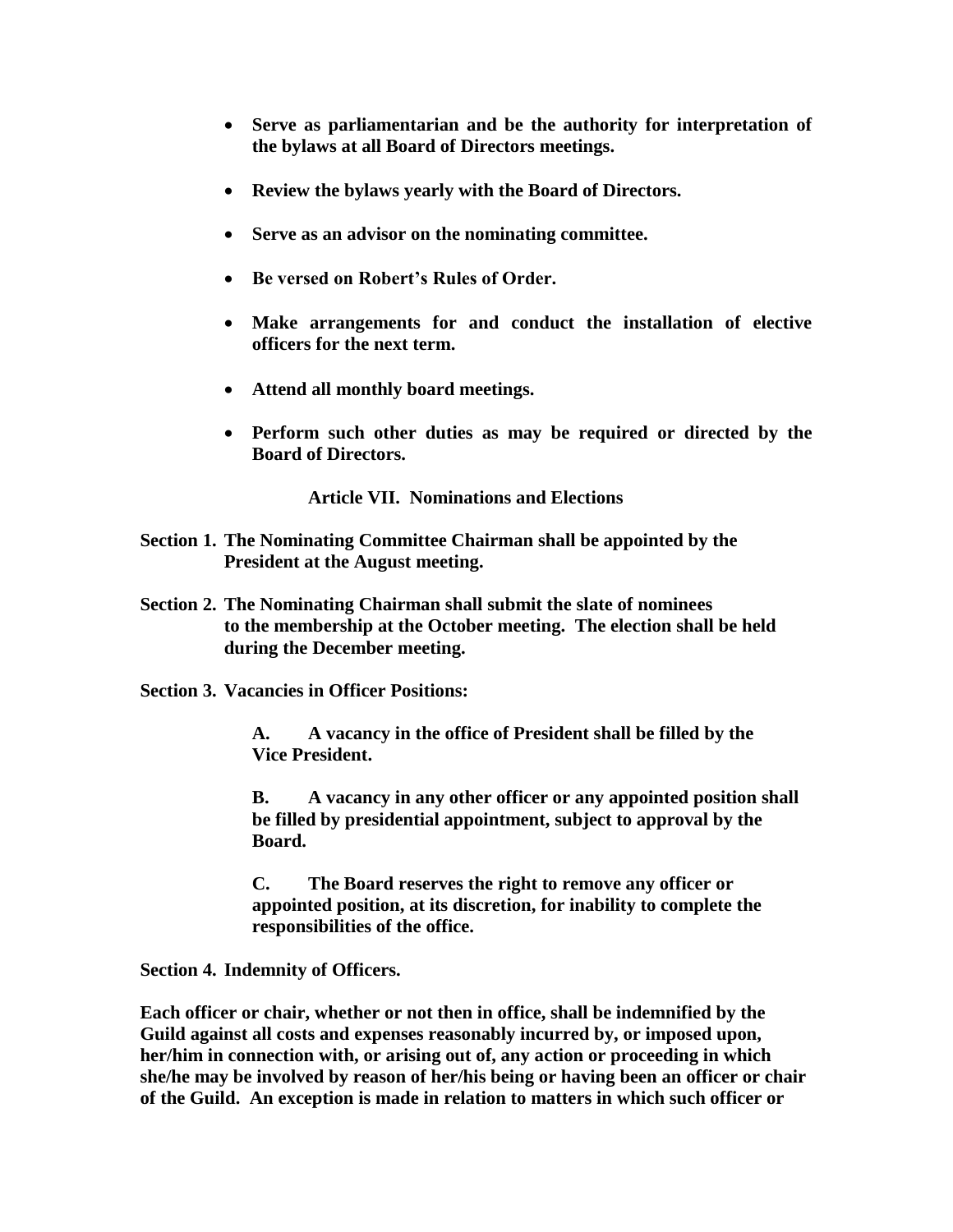- **Serve as parliamentarian and be the authority for interpretation of the bylaws at all Board of Directors meetings.**
- **Review the bylaws yearly with the Board of Directors.**
- **Serve as an advisor on the nominating committee.**
- **Be versed on Robert's Rules of Order.**
- **Make arrangements for and conduct the installation of elective officers for the next term.**
- **Attend all monthly board meetings.**
- **Perform such other duties as may be required or directed by the Board of Directors.**

## Article VII. Nominations and Elections

**Section 1. The Nominating Committee Chairman shall be appointed by the President at the August meeting.**

**Section 2. The Nominating Chairman shall submit the slate of nominees to the membership at the October meeting. The election shall be held during the December meeting.**

**Section 3. Vacancies in Officer Positions:**

**A. A vacancy in the office of President shall be filled by the Vice President.**

**B. A vacancy in any other officer or any appointed position shall be filled by presidential appointment, subject to approval by the Board.**

**C. The Board reserves the right to remove any officer or appointed position, at its discretion, for inability to complete the responsibilities of the office.**

**Section 4. Indemnity of Officers.**

**Each officer or chair, whether or not then in office, shall be indemnified by the Guild against all costs and expenses reasonably incurred by, or imposed upon, her/him in connection with, or arising out of, any action or proceeding in which she/he may be involved by reason of her/his being or having been an officer or chair of the Guild. An exception is made in relation to matters in which such officer or**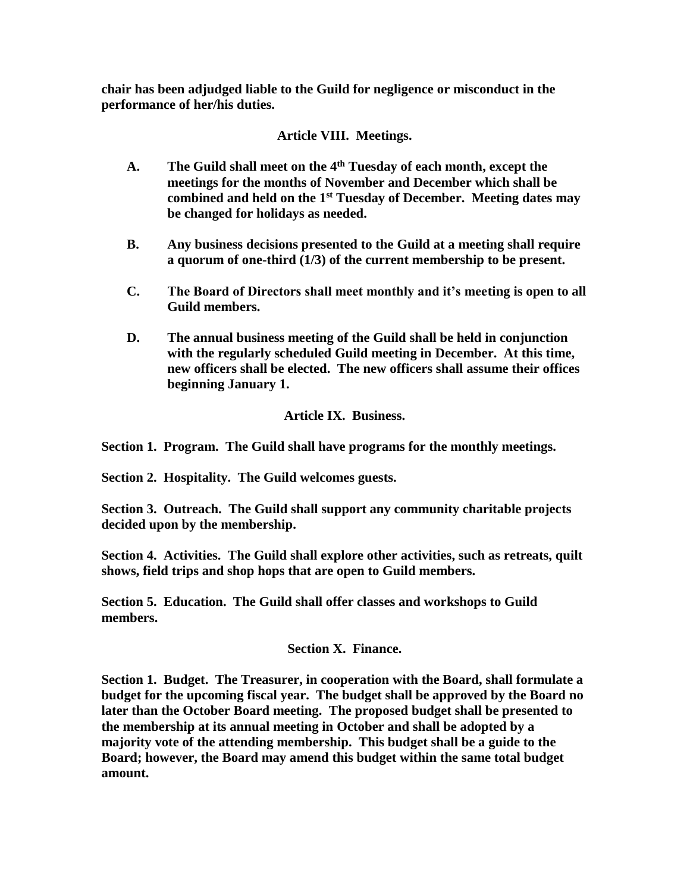**chair has been adjudged liable to the Guild for negligence or misconduct in the performance of her/his duties.**

## Article VIII. Meetings.

**A.** **The Guild shall meet on the 4th Tuesday of each month, except the meetings for the months of November and December which shall be combined and held on the 1st Tuesday of December. Meeting dates may be changed for holidays as needed.**

**B.** **Any business decisions presented to the Guild at a meeting shall require a quorum of one-third (1/3) of the current membership to be present.**

**C.** **The Board of Directors shall meet monthly and it's meeting is open to all Guild members.**

**D.** **The annual business meeting of the Guild shall be held in conjunction with the regularly scheduled Guild meeting in December. At this time, new officers shall be elected. The new officers shall assume their offices beginning January 1.**

## Article IX. Business.

**Section 1. Program. The Guild shall have programs for the monthly meetings.**

**Section 2. Hospitality. The Guild welcomes guests.**

**Section 3. Outreach. The Guild shall support any community charitable projects decided upon by the membership.**

**Section 4. Activities. The Guild shall explore other activities, such as retreats, quilt shows, field trips and shop hops that are open to Guild members.**

**Section 5. Education. The Guild shall offer classes and workshops to Guild members.**

## Section X. Finance.

**Section 1. Budget. The Treasurer, in cooperation with the Board, shall formulate a budget for the upcoming fiscal year. The budget shall be approved by the Board no later than the October Board meeting. The proposed budget shall be presented to the membership at its annual meeting in October and shall be adopted by a majority vote of the attending membership. This budget shall be a guide to the Board; however, the Board may amend this budget within the same total budget amount.**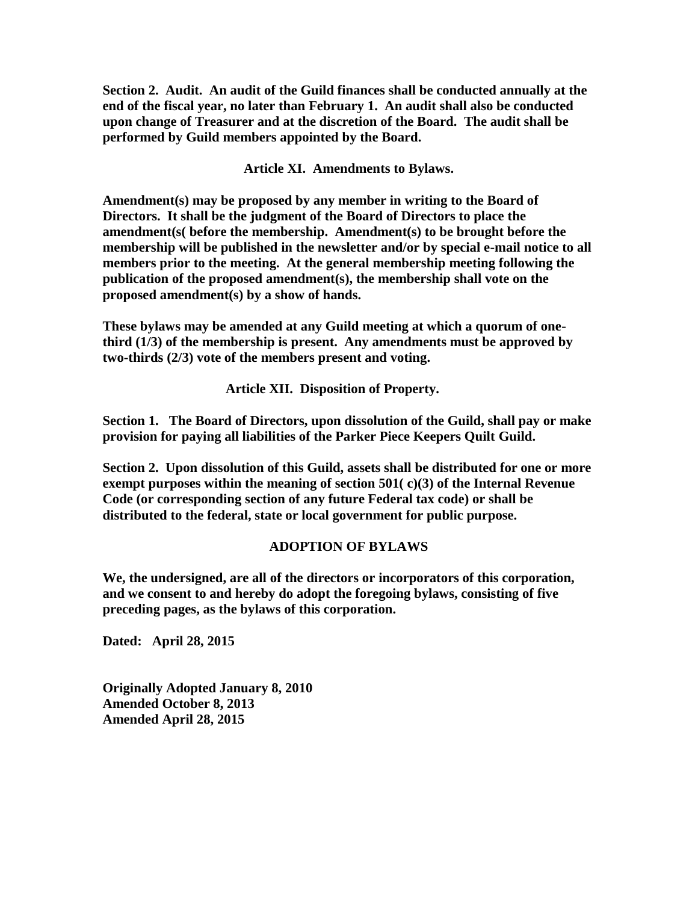**Section 2. Audit. An audit of the Guild finances shall be conducted annually at the end of the fiscal year, no later than February 1. An audit shall also be conducted upon change of Treasurer and at the discretion of the Board. The audit shall be performed by Guild members appointed by the Board.**

## Article XI. Amendments to Bylaws.

**Amendment(s) may be proposed by any member in writing to the Board of Directors. It shall be the judgment of the Board of Directors to place the amendment(s( before the membership. Amendment(s) to be brought before the membership will be published in the newsletter and/or by special e-mail notice to all members prior to the meeting. At the general membership meeting following the publication of the proposed amendment(s), the membership shall vote on the proposed amendment(s) by a show of hands.**

**These bylaws may be amended at any Guild meeting at which a quorum of one-third (1/3) of the membership is present. Any amendments must be approved by two-thirds (2/3) vote of the members present and voting.**

## Article XII. Disposition of Property.

**Section 1. The Board of Directors, upon dissolution of the Guild, shall pay or make provision for paying all liabilities of the Parker Piece Keepers Quilt Guild.**

**Section 2. Upon dissolution of this Guild, assets shall be distributed for one or more exempt purposes within the meaning of section 501( c)(3) of the Internal Revenue Code (or corresponding section of any future Federal tax code) or shall be distributed to the federal, state or local government for public purpose.**

## ADOPTION OF BYLAWS

**We, the undersigned, are all of the directors or incorporators of this corporation, and we consent to and hereby do adopt the foregoing bylaws, consisting of five preceding pages, as the bylaws of this corporation.**

**Dated: April 28, 2015**

**Originally Adopted January 8, 2010**
**Amended October 8, 2013**
**Amended April 28, 2015**